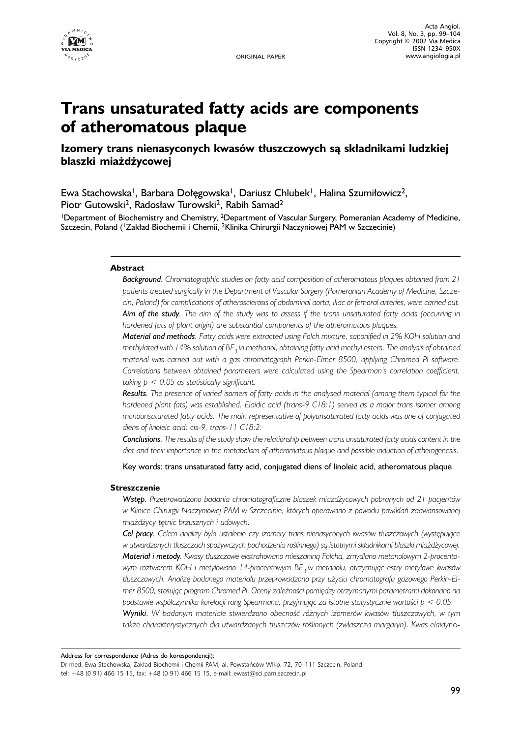ORIGINAL PAPER

# Trans unsaturated fatty acids are components of atheromatous plaque

## Izomery trans nienasyconych kwasów tłuszczowych są składnikami ludzkiej blaszki miażdżycowej

Ewa Stachowska[1], Barbara Dołęgowska[1], Dariusz Chlubek[1], Halina Szumiłowicz[2], Piotr Gutowski[2], Radosław Turowski[2], Rabih Samad[2]

[1]Department of Biochemistry and Chemistry, [2]Department of Vascular Surgery, Pomeranian Academy of Medicine, Szczecin, Poland ([1]Zakład Biochemii i Chemii, [2]Klinika Chirurgii Naczyniowej PAM w Szczecinie)

### Abstract

***Background***. *Chromatographic studies on fatty acid composition of atheromatous plaques obtained from 21 patients treated surgically in the Department of Vascular Surgery (Pomeranian Academy of Medicine, Szczecin, Poland) for complications of atherosclerosis of abdominal aorta, iliac or femoral arteries, were carried out.*

***Aim of the study***. *The aim of the study was to assess if the trans unsaturated fatty acids (occurring in hardened fats of plant origin) are substantial components of the atheromatous plaques.*

***Material and methods***. *Fatty acids were extracted using Folch mixture, saponified in 2% KOH solution and methylated with 14% solution of $BF_3$ in methanol, obtaining fatty acid methyl esters. The analysis of obtained material was carried out with a gas chromatograph Perkin-Elmer 8500, applying Chromed PI software. Correlations between obtained parameters were calculated using the Spearman's correlation coefficient, taking $p < 0.05$ as statistically significant.*

***Results***. *The presence of varied isomers of fatty acids in the analysed material (among them typical for the hardened plant fats) was established. Elaidic acid (trans-9 C18:1) served as a major trans isomer among monounsaturated fatty acids. The main representative of polyunsaturated fatty acids was one of conjugated diens of linoleic acid: cis-9, trans-11 C18:2.*

***Conclusions***. *The results of the study show the relationship between trans unsaturated fatty acids content in the diet and their importance in the metabolism of atheromatous plaque and possible induction of atherogenesis.*

Key words: trans unsaturated fatty acid, conjugated diens of linoleic acid, atheromatous plaque

### Streszczenie

***Wstęp***. *Przeprowadzono badania chromatograficzne blaszek miażdżycowych pobranych od 21 pacjentów w Klinice Chirurgii Naczyniowej PAM w Szczecinie, których operowano z powodu powikłań zaawansowanej miażdżycy tętnic brzusznych i udowych.*

***Cel pracy***. *Celem analizy było ustalenie czy izomery trans nienasyconych kwasów tłuszczowych (występujące w utwardzonych tłuszczach spożywczych pochodzenia roślinnego) są istotnymi składnikami blaszki miażdżycowej.*

***Materiał i metody***. *Kwasy tłuszczowe ekstrahowano mieszaniną Folcha, zmydlano metanolowym 2-procentowym roztworem KOH i metylowano 14-procentowym $BF_3$ w metanolu, otrzymując estry metylowe kwasów tłuszczowych. Analizę badanego materiału przeprowadzono przy użyciu chromatografu gazowego Perkin-Elmer 8500, stosując program Chromed PI. Oceny zależności pomiędzy otrzymanymi parametrami dokonano na podstawie współczynnika korelacji rang Spearmana, przyjmując za istotne statystycznie wartości $p < 0,05$.*

***Wyniki***. *W badanym materiale stwierdzono obecność różnych izomerów kwasów tłuszczowych, w tym także charakterystycznych dla utwardzanych tłuszczów roślinnych (zwłaszcza margaryn). Kwas elaidyno-*

---

Address for correspondence (Adres do korespondencji):
Dr med. Ewa Stachowska, Zakład Biochemii i Chemii PAM, al. Powstańców Wlkp. 72, 70–111 Szczecin, Poland
tel: +48 (0 91) 466 15 15, fax: +48 (0 91) 466 15 15, e-mail: ewast@sci.pam.szczecin.pl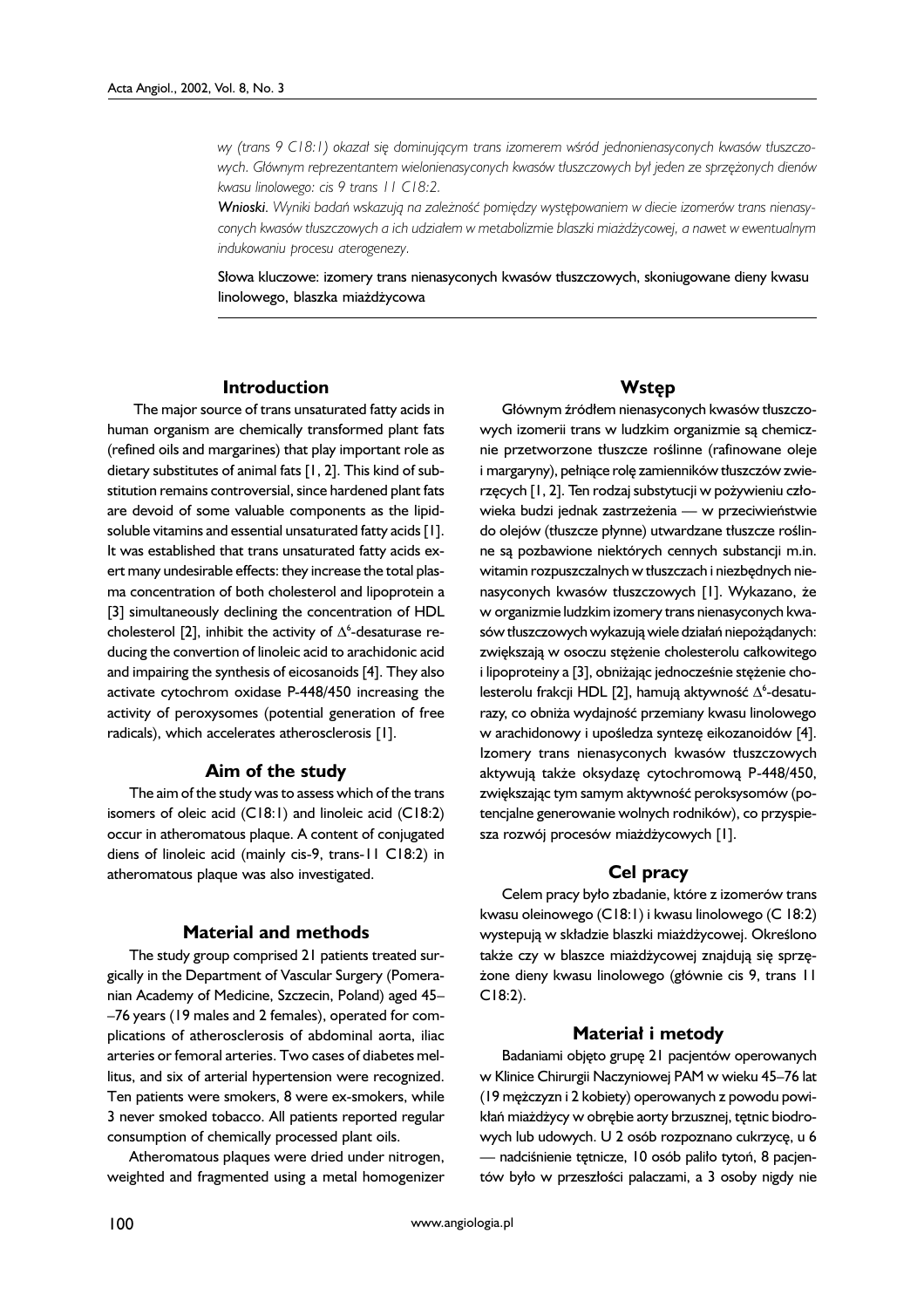*wy (trans 9 C18:1) okazał się dominującym trans izomerem wśród jednonienasyconych kwasów tłuszczowych. Głównym reprezentantem wielonienasyconych kwasów tłuszczowych był jeden ze sprzężonych dienów kwasu linolowego: cis 9 trans 11 C18:2.*

***Wnioski**. Wyniki badań wskazują na zależność pomiędzy występowaniem w diecie izomerów trans nienasyconych kwasów tłuszczowych a ich udziałem w metabolizmie blaszki miażdżycowej, a nawet w ewentualnym indukowaniu procesu aterogenezy.*

Słowa kluczowe: izomery trans nienasyconych kwasów tłuszczowych, skoniugowane dieny kwasu linolowego, blaszka miażdżycowa

## Introduction

The major source of trans unsaturated fatty acids in human organism are chemically transformed plant fats (refined oils and margarines) that play important role as dietary substitutes of animal fats [1, 2]. This kind of substitution remains controversial, since hardened plant fats are devoid of some valuable components as the lipid-soluble vitamins and essential unsaturated fatty acids [1]. It was established that trans unsaturated fatty acids exert many undesirable effects: they increase the total plasma concentration of both cholesterol and lipoprotein a [3] simultaneously declining the concentration of HDL cholesterol [2], inhibit the activity of $\Delta^6$-desaturase reducing the convertion of linoleic acid to arachidonic acid and impairing the synthesis of eicosanoids [4]. They also activate cytochrom oxidase P-448/450 increasing the activity of peroxysomes (potential generation of free radicals), which accelerates atherosclerosis [1].

## Aim of the study

The aim of the study was to assess which of the trans isomers of oleic acid (C18:1) and linoleic acid (C18:2) occur in atheromatous plaque. A content of conjugated diens of linoleic acid (mainly cis-9, trans-11 C18:2) in atheromatous plaque was also investigated.

## Material and methods

The study group comprised 21 patients treated surgically in the Department of Vascular Surgery (Pomeranian Academy of Medicine, Szczecin, Poland) aged 45–76 years (19 males and 2 females), operated for complications of atherosclerosis of abdominal aorta, iliac arteries or femoral arteries. Two cases of diabetes mellitus, and six of arterial hypertension were recognized. Ten patients were smokers, 8 were ex-smokers, while 3 never smoked tobacco. All patients reported regular consumption of chemically processed plant oils.

Atheromatous plaques were dried under nitrogen, weighted and fragmented using a metal homogenizer

## Wstęp

Głównym źródłem nienasyconych kwasów tłuszczowych izomerii trans w ludzkim organizmie są chemicznie przetworzone tłuszcze roślinne (rafinowane oleje i margaryny), pełniące rolę zamienników tłuszczów zwierzęcych [1, 2]. Ten rodzaj substytucji w pożywieniu człowieka budzi jednak zastrzeżenia — w przeciwieństwie do olejów (tłuszcze płynne) utwardzane tłuszcze roślinne są pozbawione niektórych cennych substancji m.in. witamin rozpuszczalnych w tłuszczach i niezbędnych nienasyconych kwasów tłuszczowych [1]. Wykazano, że w organizmie ludzkim izomery trans nienasyconych kwasów tłuszczowych wykazują wiele działań niepożądanych: zwiększają w osoczu stężenie cholesterolu całkowitego i lipoproteiny a [3], obniżając jednocześnie stężenie cholesterolu frakcji HDL [2], hamują aktywność $\Delta^6$-desaturazy, co obniża wydajność przemiany kwasu linolowego w arachidonowy i upośledza syntezę eikozanoidów [4]. Izomery trans nienasyconych kwasów tłuszczowych aktywują także oksydazę cytochromową P-448/450, zwiększając tym samym aktywność peroksysomów (potencjalne generowanie wolnych rodników), co przyspiesza rozwój procesów miażdżycowych [1].

## Cel pracy

Celem pracy było zbadanie, które z izomerów trans kwasu oleinowego (C18:1) i kwasu linolowego (C 18:2) występują w składzie blaszki miażdżycowej. Określono także czy w blaszce miażdżycowej znajdują się sprzężone dieny kwasu linolowego (głównie cis 9, trans 11 C18:2).

## Materiał i metody

Badaniami objęto grupę 21 pacjentów operowanych w Klinice Chirurgii Naczyniowej PAM w wieku 45–76 lat (19 mężczyzn i 2 kobiety) operowanych z powodu powikłań miażdżycy w obrębie aorty brzusznej, tętnic biodrowych lub udowych. U 2 osób rozpoznano cukrzycę, u 6 — nadciśnienie tętnicze, 10 osób paliło tytoń, 8 pacjentów było w przeszłości palaczami, a 3 osoby nigdy nie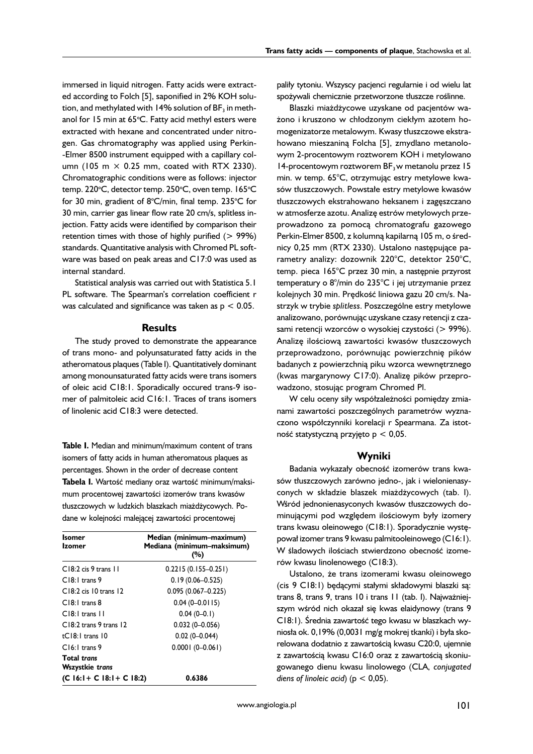immersed in liquid nitrogen. Fatty acids were extracted according to Folch [5], saponified in 2% KOH solution, and methylated with 14% solution of $BF_3$ in methanol for 15 min at 65°C. Fatty acid methyl esters were extracted with hexane and concentrated under nitrogen. Gas chromatography was applied using Perkin-Elmer 8500 instrument equipped with a capillary column (105 m × 0.25 mm, coated with RTX 2330). Chromatographic conditions were as follows: injector temp. 220°C, detector temp. 250°C, oven temp. 165°C for 30 min, gradient of 8°C/min, final temp. 235°C for 30 min, carrier gas linear flow rate 20 cm/s, splitless injection. Fatty acids were identified by comparison their retention times with those of highly purified (> 99%) standards. Quantitative analysis with Chromed PL software was based on peak areas and C17:0 was used as internal standard.

Statistical analysis was carried out with Statistica 5.1 PL software. The Spearman's correlation coefficient r was calculated and significance was taken as $p < 0.05$.

## Results

The study proved to demonstrate the appearance of trans mono- and polyunsaturated fatty acids in the atheromatous plaques (Table I). Quantitatively dominant among monounsaturated fatty acids were trans isomers of oleic acid C18:1. Sporadically occured trans-9 isomer of palmitoleic acid C16:1. Traces of trans isomers of linolenic acid C18:3 were detected.

**Table I.** Median and minimum/maximum content of trans isomers of fatty acids in human atheromatous plaques as percentages. Shown in the order of decrease content

**Tabela I.** Wartość mediany oraz wartość minimum/maksimum procentowej zawartości izomerów trans kwasów tłuszczowych w ludzkich blaszkach miażdżycowych. Podane w kolejności malejącej zawartości procentowej

| **Isomer** **Izomer** | **Median (minimum–maximum)** **Mediana (minimum–maksimum)** **(%)** |
|---|---|
| C18:2 cis 9 trans 11 | 0.2215 (0.155–0.251) |
| C18:1 trans 9 | 0.19 (0.06–0.525) |
| C18:2 cis 10 trans 12 | 0.095 (0.067–0.225) |
| C18:1 trans 8 | 0.04 (0–0.0115) |
| C18:1 trans 11 | 0.04 (0–0.1) |
| C18:2 trans 9 trans 12 | 0.032 (0–0.056) |
| tC18:1 trans 10 | 0.02 (0–0.044) |
| C16:1 trans 9 | 0.0001 (0–0.061) |
| **Total *trans*** **Wszystkie *trans*** **(C 16:1+ C 18:1+ C 18:2)** | **0.6386** |

paliły tytoniu. Wszyscy pacjenci regularnie i od wielu lat spożywali chemicznie przetworzone tłuszcze roślinne.

Blaszki miażdżycowe uzyskane od pacjentów ważono i kruszono w chłodzonym ciekłym azotem homogenizatorze metalowym. Kwasy tłuszczowe ekstrahowano mieszaniną Folcha [5], zmydlano metanolowym 2-procentowym roztworem KOH i metylowano 14-procentowym roztworem $BF_3$ w metanolu przez 15 min. w temp. 65°C, otrzymując estry metylowe kwasów tłuszczowych. Powstałe estry metylowe kwasów tłuszczowych ekstrahowano heksanem i zagęszczano w atmosferze azotu. Analizę estrów metylowych przeprowadzono za pomocą chromatografu gazowego Perkin-Elmer 8500, z kolumną kapilarną 105 m, o średnicy 0,25 mm (RTX 2330). Ustalono następujące parametry analizy: dozownik 220°C, detektor 250°C, temp. pieca 165°C przez 30 min, a następnie przyrost temperatury o 8°/min do 235°C i jej utrzymanie przez kolejnych 30 min. Prędkość liniowa gazu 20 cm/s. Nastrzyk w trybie *splitless*. Poszczególne estry metylowe analizowano, porównując uzyskane czasy retencji z czasami retencji wzorców o wysokiej czystości (> 99%). Analizę ilościową zawartości kwasów tłuszczowych przeprowadzono, porównując powierzchnię pików badanych z powierzchnią piku wzorca wewnętrznego (kwas margarynowy C17:0). Analizę pików przeprowadzono, stosując program Chromed Pl.

W celu oceny siły współzależności pomiędzy zmianami zawartości poszczególnych parametrów wyznaczono współczynniki korelacji r Spearmana. Za istotność statystyczną przyjęto $p < 0,05$.

## Wyniki

Badania wykazały obecność izomerów trans kwasów tłuszczowych zarówno jedno-, jak i wielonienasyconych w składzie blaszek miażdżycowych (tab. I). Wśród jednonienasyconych kwasów tłuszczowych dominującymi pod względem ilościowym były izomery trans kwasu oleinowego (C18:1). Sporadycznie występował izomer trans 9 kwasu palmitooleinowego (C16:1). W śladowych ilościach stwierdzono obecność izomerów kwasu linolenowego (C18:3).

Ustalono, że trans izomerami kwasu oleinowego (cis 9 C18:1) będącymi stałymi składowymi blaszki są: trans 8, trans 9, trans 10 i trans 11 (tab. I). Najważniejszym wśród nich okazał się kwas elaidynowy (trans 9 C18:1). Średnia zawartość tego kwasu w blaszkach wyniosła ok. 0,19% (0,0031 mg/g mokrej tkanki) i była skorelowana dodatnio z zawartością kwasu C20:0, ujemnie z zawartością kwasu C16:0 oraz z zawartością skoniugowanego dienu kwasu linolowego (CLA, *conjugated diens of linoleic acid*) ($p < 0,05$).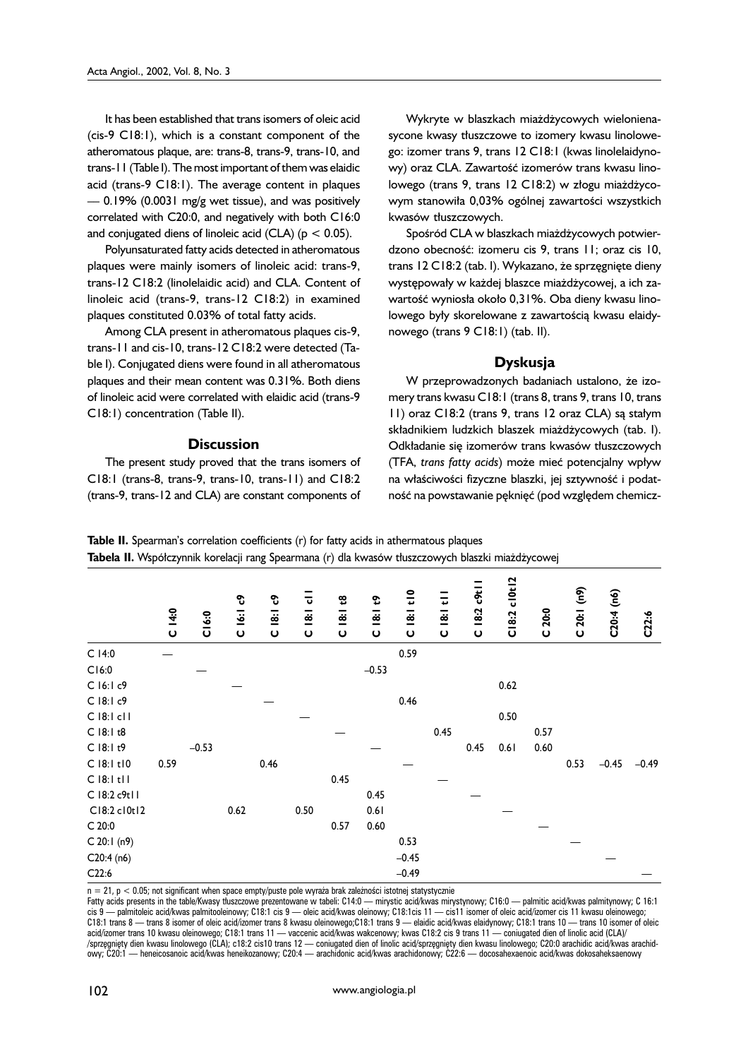It has been established that trans isomers of oleic acid (cis-9 C18:1), which is a constant component of the atheromatous plaque, are: trans-8, trans-9, trans-10, and trans-11 (Table I). The most important of them was elaidic acid (trans-9 C18:1). The average content in plaques — 0.19% (0.0031 mg/g wet tissue), and was positively correlated with C20:0, and negatively with both C16:0 and conjugated diens of linoleic acid (CLA) ($p < 0.05$).

Polyunsaturated fatty acids detected in atheromatous plaques were mainly isomers of linoleic acid: trans-9, trans-12 C18:2 (linolelaidic acid) and CLA. Content of linoleic acid (trans-9, trans-12 C18:2) in examined plaques constituted 0.03% of total fatty acids.

Among CLA present in atheromatous plaques cis-9, trans-11 and cis-10, trans-12 C18:2 were detected (Table I). Conjugated diens were found in all atheromatous plaques and their mean content was 0.31%. Both diens of linoleic acid were correlated with elaidic acid (trans-9 C18:1) concentration (Table II).

## Discussion

The present study proved that the trans isomers of C18:1 (trans-8, trans-9, trans-10, trans-11) and C18:2 (trans-9, trans-12 and CLA) are constant components of

Wykryte w blaszkach miażdżycowych wielonienasycone kwasy tłuszczowe to izomery kwasu linolowego: izomer trans 9, trans 12 C18:1 (kwas linolelaidynowy) oraz CLA. Zawartość izomerów trans kwasu linolowego (trans 9, trans 12 C18:2) w złogu miażdżycowym stanowiła 0,03% ogólnej zawartości wszystkich kwasów tłuszczowych.

Spośród CLA w blaszkach miażdżycowych potwierdzono obecność: izomeru cis 9, trans 11; oraz cis 10, trans 12 C18:2 (tab. I). Wykazano, że sprzęgnięte dieny występowały w każdej blaszce miażdżycowej, a ich zawartość wyniosła około 0,31%. Oba dieny kwasu linolowego były skorelowane z zawartością kwasu elaidynowego (trans 9 C18:1) (tab. II).

## Dyskusja

W przeprowadzonych badaniach ustalono, że izomery trans kwasu C18:1 (trans 8, trans 9, trans 10, trans 11) oraz C18:2 (trans 9, trans 12 oraz CLA) są stałym składnikiem ludzkich blaszek miażdżycowych (tab. I). Odkładanie się izomerów trans kwasów tłuszczowych (TFA, *trans fatty acids*) może mieć potencjalny wpływ na właściwości fizyczne blaszki, jej sztywność i podatność na powstawanie pęknięć (pod względem chemicz-

**Table II.** Spearman's correlation coefficients (r) for fatty acids in athermatous plaques

**Tabela II.** Współczynnik korelacji rang Spearmana (r) dla kwasów tłuszczowych blaszki miażdżycowej

| | C 14:0 | C16:0 | C 16:1 c9 | C 18:1 c9 | C 18:1 c11 | C 18:1 t8 | C 18:1 t9 | C 18:1 t10 | C 18:1 t11 | C 18:2 c9t11 | C18:2 c10t12 | C 20:0 | C 20:1 (n9) | C20:4 (n6) | C22:6 |
|---|---|---|---|---|---|---|---|---|---|---|---|---|---|---|---|
| C 14:0 | — | | | | | | | 0.59 | | | | | | | |
| C16:0 | | — | | | | | –0.53 | | | | | | | | |
| C 16:1 c9 | | | — | | | | | | | | 0.62 | | | | |
| C 18:1 c9 | | | | — | | | | 0.46 | | | | | | | |
| C 18:1 c11 | | | | | — | | | | | | 0.50 | | | | |
| C 18:1 t8 | | | | | | — | | | 0.45 | | | 0.57 | | | |
| C 18:1 t9 | | –0.53 | | | | | — | | | 0.45 | 0.61 | 0.60 | | | |
| C 18:1 t10 | 0.59 | | | 0.46 | | | | — | | | | | 0.53 | –0.45 | –0.49 |
| C 18:1 t11 | | | | | | 0.45 | | | — | | | | | | |
| C 18:2 c9t11 | | | | | | | 0.45 | | | — | | | | | |
| C18:2 c10t12 | | | 0.62 | | 0.50 | | 0.61 | | | | — | | | | |
| C 20:0 | | | | | | 0.57 | 0.60 | | | | | — | | | |
| C 20:1 (n9) | | | | | | | | 0.53 | | | | | — | | |
| C20:4 (n6) | | | | | | | | –0.45 | | | | | | — | |
| C22:6 | | | | | | | | –0.49 | | | | | | | — |

n = 21, $p < 0.05$; not significant when space empty/puste pole wyraża brak zależności istotnej statystycznie

Fatty acids presents in the table/Kwasy tłuszczowe prezentowane w tabeli: C14:0 — mirystic acid/kwas mirystynowy; C16:0 — palmitic acid/kwas palmitynowy; C 16:1 cis 9 — palmitoleic acid/kwas palmitooleinowy; C18:1 cis 9 — oleic acid/kwas oleinowy; C18:1cis 11 — cis11 isomer of oleic acid/izomer cis 11 kwasu oleinowego; C18:1 trans 8 — trans 8 isomer of oleic acid/izomer trans 8 kwasu oleinowego;C18:1 trans 9 — elaidic acid/kwas elaidynowy; C18:1 trans 10 — trans 10 isomer of oleic acid/izomer trans 10 kwasu oleinowego; C18:1 trans 11 — vaccenic acid/kwas wakcenowy; kwas C18:2 cis 9 trans 11 — coniugated dien of linolic acid (CLA)/ /sprzęgnięty dien kwasu linolowego (CLA); c18:2 cis10 trans 12 — coniugated dien of linolic acid/sprzęgnięty dien kwasu linolowego; C20:0 arachidic acid/kwas arachidowy; C20:1 — heneicosanoic acid/kwas heneikozanowy; C20:4 — arachidonic acid/kwas arachidonowy; C22:6 — docosahexaenoic acid/kwas dokosaheksaenowy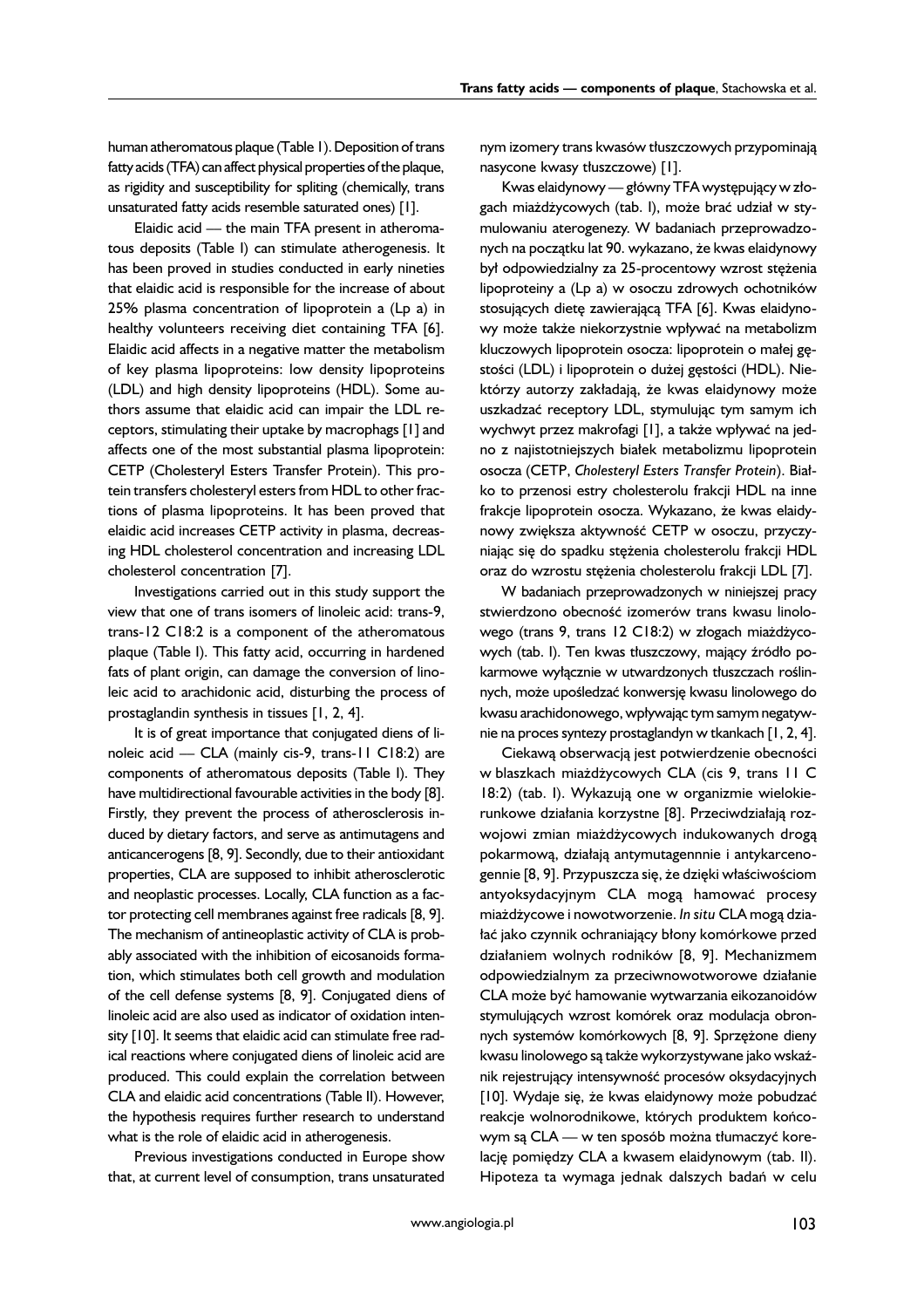human atheromatous plaque (Table I). Deposition of trans fatty acids (TFA) can affect physical properties of the plaque, as rigidity and susceptibility for spliting (chemically, trans unsaturated fatty acids resemble saturated ones) [1].

Elaidic acid — the main TFA present in atheromatous deposits (Table I) can stimulate atherogenesis. It has been proved in studies conducted in early nineties that elaidic acid is responsible for the increase of about 25% plasma concentration of lipoprotein a (Lp a) in healthy volunteers receiving diet containing TFA [6]. Elaidic acid affects in a negative matter the metabolism of key plasma lipoproteins: low density lipoproteins (LDL) and high density lipoproteins (HDL). Some authors assume that elaidic acid can impair the LDL receptors, stimulating their uptake by macrophags [1] and affects one of the most substantial plasma lipoprotein: CETP (Cholesteryl Esters Transfer Protein). This protein transfers cholesteryl esters from HDL to other fractions of plasma lipoproteins. It has been proved that elaidic acid increases CETP activity in plasma, decreasing HDL cholesterol concentration and increasing LDL cholesterol concentration [7].

Investigations carried out in this study support the view that one of trans isomers of linoleic acid: trans-9, trans-12 C18:2 is a component of the atheromatous plaque (Table I). This fatty acid, occurring in hardened fats of plant origin, can damage the conversion of linoleic acid to arachidonic acid, disturbing the process of prostaglandin synthesis in tissues [1, 2, 4].

It is of great importance that conjugated diens of linoleic acid — CLA (mainly cis-9, trans-11 C18:2) are components of atheromatous deposits (Table I). They have multidirectional favourable activities in the body [8]. Firstly, they prevent the process of atherosclerosis induced by dietary factors, and serve as antimutagens and anticancerogens [8, 9]. Secondly, due to their antioxidant properties, CLA are supposed to inhibit atherosclerotic and neoplastic processes. Locally, CLA function as a factor protecting cell membranes against free radicals [8, 9]. The mechanism of antineoplastic activity of CLA is probably associated with the inhibition of eicosanoids formation, which stimulates both cell growth and modulation of the cell defense systems [8, 9]. Conjugated diens of linoleic acid are also used as indicator of oxidation intensity [10]. It seems that elaidic acid can stimulate free radical reactions where conjugated diens of linoleic acid are produced. This could explain the correlation between CLA and elaidic acid concentrations (Table II). However, the hypothesis requires further research to understand what is the role of elaidic acid in atherogenesis.

Previous investigations conducted in Europe show that, at current level of consumption, trans unsaturated nym izomery trans kwasów tłuszczowych przypominają nasycone kwasy tłuszczowe) [1].

Kwas elaidynowy — główny TFA występujący w złogach miażdżycowych (tab. I), może brać udział w stymulowaniu aterogenezy. W badaniach przeprowadzonych na początku lat 90. wykazano, że kwas elaidynowy był odpowiedzialny za 25-procentowy wzrost stężenia lipoproteiny a (Lp a) w osoczu zdrowych ochotników stosujących dietę zawierającą TFA [6]. Kwas elaidynowy może także niekorzystnie wpływać na metabolizm kluczowych lipoprotein osocza: lipoprotein o małej gęstości (LDL) i lipoprotein o dużej gęstości (HDL). Niektórzy autorzy zakładają, że kwas elaidynowy może uszkadzać receptory LDL, stymulując tym samym ich wychwyt przez makrofagi [1], a także wpływać na jedno z najistotniejszych białek metabolizmu lipoprotein osocza (CETP, *Cholesteryl Esters Transfer Protein*). Białko to przenosi estry cholesterolu frakcji HDL na inne frakcje lipoprotein osocza. Wykazano, że kwas elaidynowy zwiększa aktywność CETP w osoczu, przyczyniając się do spadku stężenia cholesterolu frakcji HDL oraz do wzrostu stężenia cholesterolu frakcji LDL [7].

W badaniach przeprowadzonych w niniejszej pracy stwierdzono obecność izomerów trans kwasu linolowego (trans 9, trans 12 C18:2) w złogach miażdżycowych (tab. I). Ten kwas tłuszczowy, mający źródło pokarmowe wyłącznie w utwardzonych tłuszczach roślinnych, może upośledzać konwersję kwasu linolowego do kwasu arachidonowego, wpływając tym samym negatywnie na proces syntezy prostaglandyn w tkankach [1, 2, 4].

Ciekawą obserwacją jest potwierdzenie obecności w blaszkach miażdżycowych CLA (cis 9, trans 11 C 18:2) (tab. I). Wykazują one w organizmie wielokierunkowe działania korzystne [8]. Przeciwdziałają rozwojowi zmian miażdżycowych indukowanych drogą pokarmową, działają antymutagennnie i antykarcenogennie [8, 9]. Przypuszcza się, że dzięki właściwościom antyoksydacyjnym CLA mogą hamować procesy miażdżycowe i nowotworzenie. *In situ* CLA mogą działać jako czynnik ochraniający błony komórkowe przed działaniem wolnych rodników [8, 9]. Mechanizmem odpowiedzialnym za przeciwnowotworowe działanie CLA może być hamowanie wytwarzania eikozanoidów stymulujących wzrost komórek oraz modulacja obronnych systemów komórkowych [8, 9]. Sprzężone dieny kwasu linolowego są także wykorzystywane jako wskaźnik rejestrujący intensywność procesów oksydacyjnych [10]. Wydaje się, że kwas elaidynowy może pobudzać reakcje wolnorodnikowe, których produktem końcowym są CLA — w ten sposób można tłumaczyć korelację pomiędzy CLA a kwasem elaidynowym (tab. II). Hipoteza ta wymaga jednak dalszych badań w celu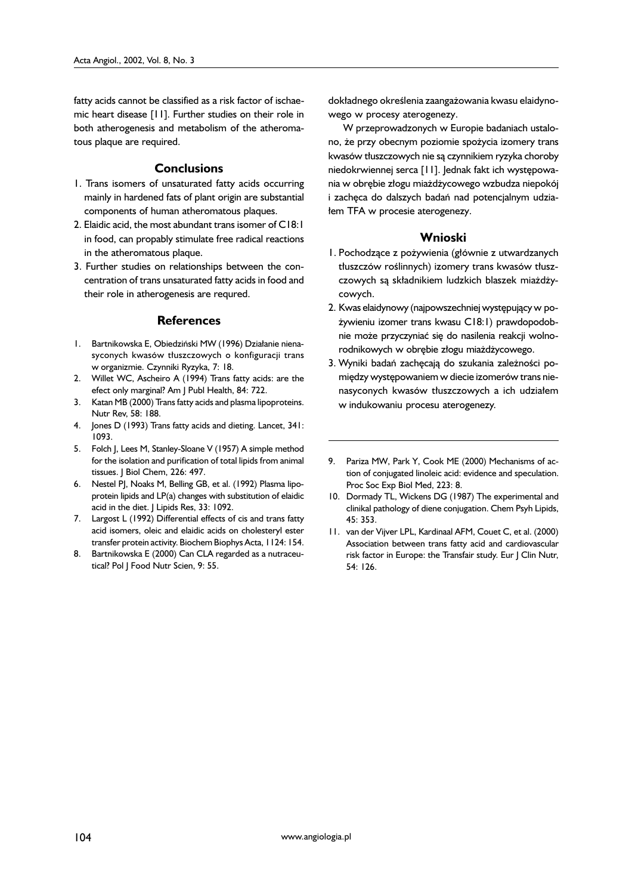fatty acids cannot be classified as a risk factor of ischaemic heart disease [11]. Further studies on their role in both atherogenesis and metabolism of the atheromatous plaque are required.

## Conclusions

1. Trans isomers of unsaturated fatty acids occurring mainly in hardened fats of plant origin are substantial components of human atheromatous plaques.
2. Elaidic acid, the most abundant trans isomer of C18:1 in food, can propably stimulate free radical reactions in the atheromatous plaque.
3. Further studies on relationships between the concentration of trans unsaturated fatty acids in food and their role in atherogenesis are requred.

## References

1. Bartnikowska E, Obiedziński MW (1996) Działanie nienasyconych kwasów tłuszczowych o konfiguracji trans w organizmie. Czynniki Ryzyka, 7: 18.
2. Willet WC, Ascheiro A (1994) Trans fatty acids: are the efect only marginal? Am J Publ Health, 84: 722.
3. Katan MB (2000) Trans fatty acids and plasma lipoproteins. Nutr Rev, 58: 188.
4. Jones D (1993) Trans fatty acids and dieting. Lancet, 341: 1093.
5. Folch J, Lees M, Stanley-Sloane V (1957) A simple method for the isolation and purification of total lipids from animal tissues. J Biol Chem, 226: 497.
6. Nestel PJ, Noaks M, Belling GB, et al. (1992) Plasma lipoprotein lipids and LP(a) changes with substitution of elaidic acid in the diet. J Lipids Res, 33: 1092.
7. Largost L (1992) Differential effects of cis and trans fatty acid isomers, oleic and elaidic acids on cholesteryl ester transfer protein activity. Biochem Biophys Acta, 1124: 154.
8. Bartnikowska E (2000) Can CLA regarded as a nutraceutical? Pol J Food Nutr Scien, 9: 55.
9. Pariza MW, Park Y, Cook ME (2000) Mechanisms of action of conjugated linoleic acid: evidence and speculation. Proc Soc Exp Biol Med, 223: 8.
10. Dormady TL, Wickens DG (1987) The experimental and clinikal pathology of diene conjugation. Chem Psyh Lipids, 45: 353.
11. van der Vijver LPL, Kardinaal AFM, Couet C, et al. (2000) Association between trans fatty acid and cardiovascular risk factor in Europe: the Transfair study. Eur J Clin Nutr, 54: 126.

dokładnego określenia zaangażowania kwasu elaidynowego w procesy aterogenezy.

W przeprowadzonych w Europie badaniach ustalono, że przy obecnym poziomie spożycia izomery trans kwasów tłuszczowych nie są czynnikiem ryzyka choroby niedokrwiennej serca [11]. Jednak fakt ich występowania w obrębie złogu miażdżycowego wzbudza niepokój i zachęca do dalszych badań nad potencjalnym udziałem TFA w procesie aterogenezy.

## Wnioski

1. Pochodzące z pożywienia (głównie z utwardzanych tłuszczów roślinnych) izomery trans kwasów tłuszczowych są składnikiem ludzkich blaszek miażdżycowych.
2. Kwas elaidynowy (najpowszechniej występujący w pożywieniu izomer trans kwasu C18:1) prawdopodobnie może przyczyniać się do nasilenia reakcji wolnorodnikowych w obrębie złogu miażdżycowego.
3. Wyniki badań zachęcają do szukania zależności pomiędzy występowaniem w diecie izomerów trans nienasyconych kwasów tłuszczowych a ich udziałem w indukowaniu procesu aterogenezy.